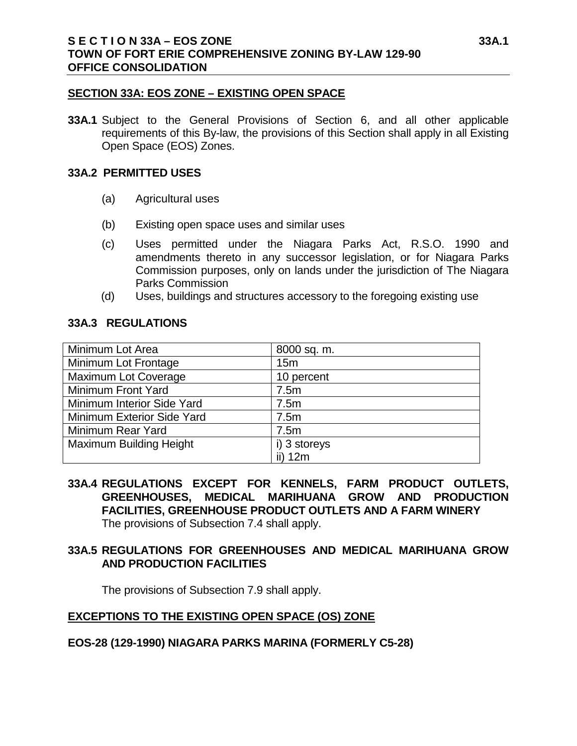## SECTION 33A: EOS ZONE – EXISTING OPEN SPACE

**33A.1** Subject to the General Provisions of Section 6, and all other applicable requirements of this By-law, the provisions of this Section shall apply in all Existing Open Space (EOS) Zones.

### 33A.2 PERMITTED USES

(a) Agricultural uses

(b) Existing open space uses and similar uses

(c) Uses permitted under the Niagara Parks Act, R.S.O. 1990 and amendments thereto in any successor legislation, or for Niagara Parks Commission purposes, only on lands under the jurisdiction of The Niagara Parks Commission

(d) Uses, buildings and structures accessory to the foregoing existing use

### 33A.3 REGULATIONS

| | |
|---|---|
| Minimum Lot Area | 8000 sq. m. |
| Minimum Lot Frontage | 15m |
| Maximum Lot Coverage | 10 percent |
| Minimum Front Yard | 7.5m |
| Minimum Interior Side Yard | 7.5m |
| Minimum Exterior Side Yard | 7.5m |
| Minimum Rear Yard | 7.5m |
| Maximum Building Height | i) 3 storeys<br>ii) 12m |

### 33A.4 REGULATIONS EXCEPT FOR KENNELS, FARM PRODUCT OUTLETS, GREENHOUSES, MEDICAL MARIHUANA GROW AND PRODUCTION FACILITIES, GREENHOUSE PRODUCT OUTLETS AND A FARM WINERY

The provisions of Subsection 7.4 shall apply.

### 33A.5 REGULATIONS FOR GREENHOUSES AND MEDICAL MARIHUANA GROW AND PRODUCTION FACILITIES

The provisions of Subsection 7.9 shall apply.

## EXCEPTIONS TO THE EXISTING OPEN SPACE (OS) ZONE

**EOS-28 (129-1990) NIAGARA PARKS MARINA (FORMERLY C5-28)**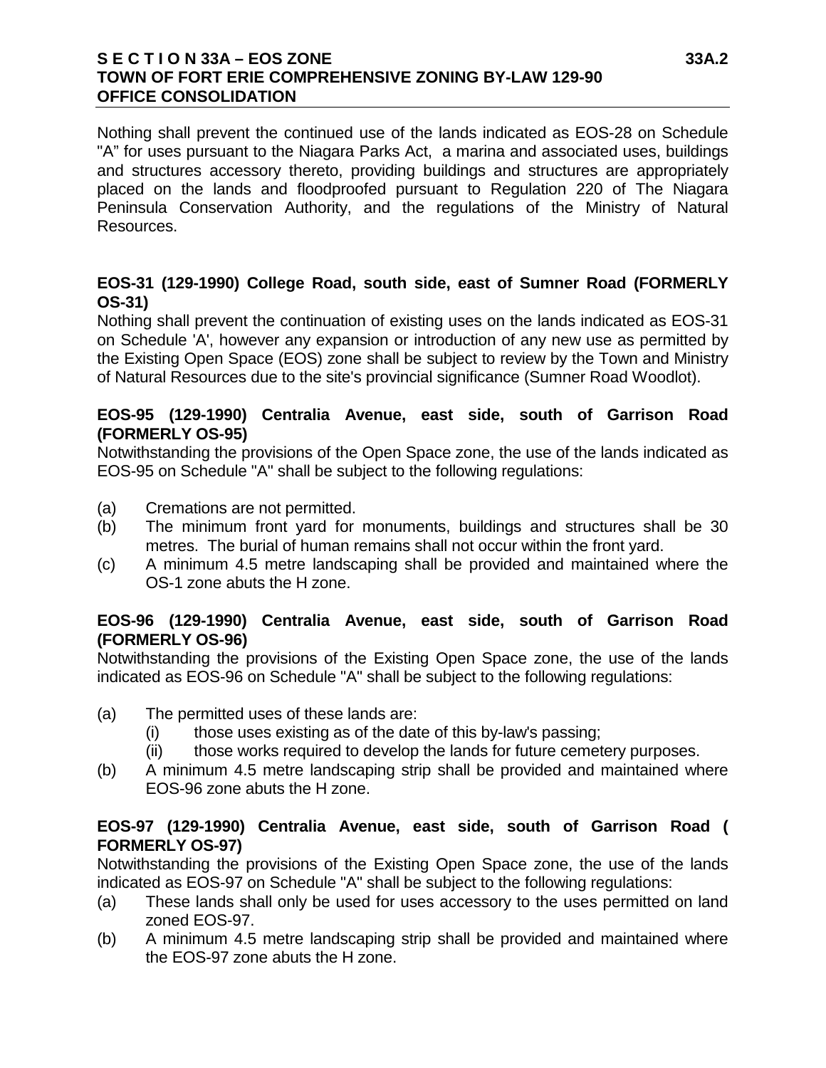Nothing shall prevent the continued use of the lands indicated as EOS-28 on Schedule "A" for uses pursuant to the Niagara Parks Act, a marina and associated uses, buildings and structures accessory thereto, providing buildings and structures are appropriately placed on the lands and floodproofed pursuant to Regulation 220 of The Niagara Peninsula Conservation Authority, and the regulations of the Ministry of Natural Resources.

**EOS-31 (129-1990) College Road, south side, east of Sumner Road (FORMERLY OS-31)**

Nothing shall prevent the continuation of existing uses on the lands indicated as EOS-31 on Schedule 'A', however any expansion or introduction of any new use as permitted by the Existing Open Space (EOS) zone shall be subject to review by the Town and Ministry of Natural Resources due to the site's provincial significance (Sumner Road Woodlot).

**EOS-95 (129-1990) Centralia Avenue, east side, south of Garrison Road (FORMERLY OS-95)**

Notwithstanding the provisions of the Open Space zone, the use of the lands indicated as EOS-95 on Schedule "A" shall be subject to the following regulations:

(a) Cremations are not permitted.
(b) The minimum front yard for monuments, buildings and structures shall be 30 metres. The burial of human remains shall not occur within the front yard.
(c) A minimum 4.5 metre landscaping shall be provided and maintained where the OS-1 zone abuts the H zone.

**EOS-96 (129-1990) Centralia Avenue, east side, south of Garrison Road (FORMERLY OS-96)**

Notwithstanding the provisions of the Existing Open Space zone, the use of the lands indicated as EOS-96 on Schedule "A" shall be subject to the following regulations:

(a) The permitted uses of these lands are:
    (i) those uses existing as of the date of this by-law's passing;
    (ii) those works required to develop the lands for future cemetery purposes.
(b) A minimum 4.5 metre landscaping strip shall be provided and maintained where EOS-96 zone abuts the H zone.

**EOS-97 (129-1990) Centralia Avenue, east side, south of Garrison Road ( FORMERLY OS-97)**

Notwithstanding the provisions of the Existing Open Space zone, the use of the lands indicated as EOS-97 on Schedule "A" shall be subject to the following regulations:

(a) These lands shall only be used for uses accessory to the uses permitted on land zoned EOS-97.
(b) A minimum 4.5 metre landscaping strip shall be provided and maintained where the EOS-97 zone abuts the H zone.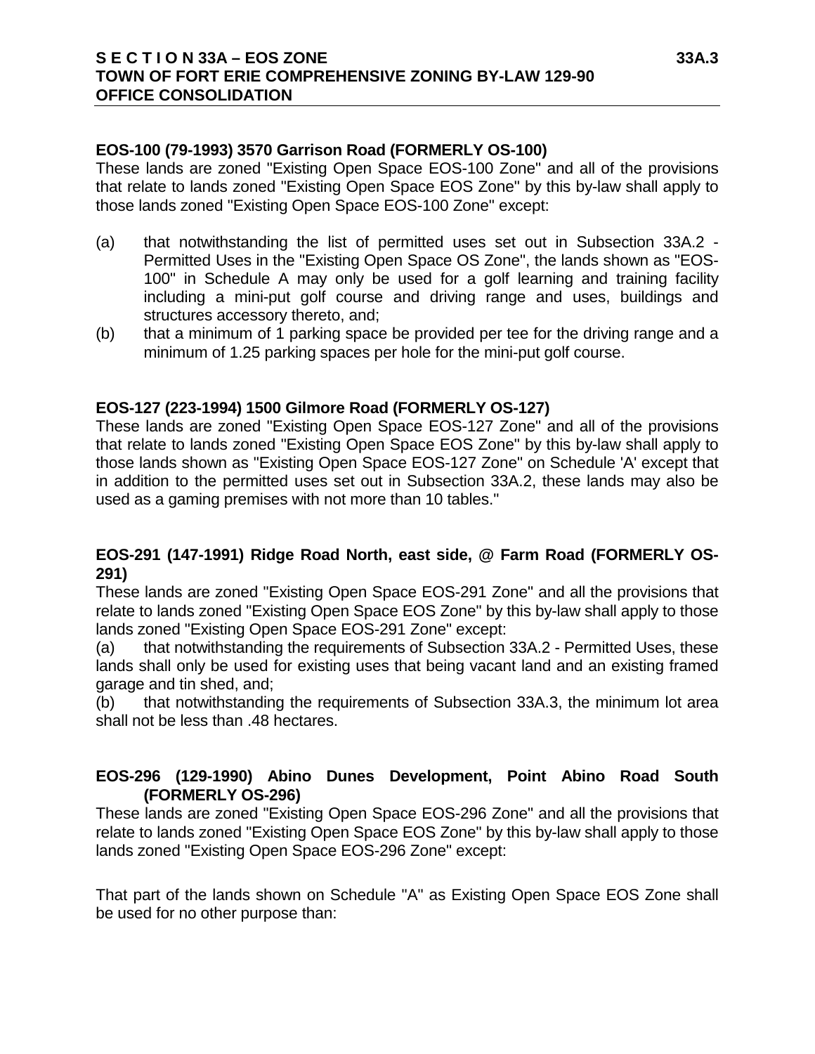**EOS-100 (79-1993) 3570 Garrison Road (FORMERLY OS-100)**

These lands are zoned "Existing Open Space EOS-100 Zone" and all of the provisions that relate to lands zoned "Existing Open Space EOS Zone" by this by-law shall apply to those lands zoned "Existing Open Space EOS-100 Zone" except:

(a) that notwithstanding the list of permitted uses set out in Subsection 33A.2 - Permitted Uses in the "Existing Open Space OS Zone", the lands shown as "EOS-100" in Schedule A may only be used for a golf learning and training facility including a mini-put golf course and driving range and uses, buildings and structures accessory thereto, and;

(b) that a minimum of 1 parking space be provided per tee for the driving range and a minimum of 1.25 parking spaces per hole for the mini-put golf course.

**EOS-127 (223-1994) 1500 Gilmore Road (FORMERLY OS-127)**

These lands are zoned "Existing Open Space EOS-127 Zone" and all of the provisions that relate to lands zoned "Existing Open Space EOS Zone" by this by-law shall apply to those lands shown as "Existing Open Space EOS-127 Zone" on Schedule 'A' except that in addition to the permitted uses set out in Subsection 33A.2, these lands may also be used as a gaming premises with not more than 10 tables."

**EOS-291 (147-1991) Ridge Road North, east side, @ Farm Road (FORMERLY OS-291)**

These lands are zoned "Existing Open Space EOS-291 Zone" and all the provisions that relate to lands zoned "Existing Open Space EOS Zone" by this by-law shall apply to those lands zoned "Existing Open Space EOS-291 Zone" except:

(a) that notwithstanding the requirements of Subsection 33A.2 - Permitted Uses, these lands shall only be used for existing uses that being vacant land and an existing framed garage and tin shed, and;

(b) that notwithstanding the requirements of Subsection 33A.3, the minimum lot area shall not be less than .48 hectares.

**EOS-296 (129-1990) Abino Dunes Development, Point Abino Road South (FORMERLY OS-296)**

These lands are zoned "Existing Open Space EOS-296 Zone" and all the provisions that relate to lands zoned "Existing Open Space EOS Zone" by this by-law shall apply to those lands zoned "Existing Open Space EOS-296 Zone" except:

That part of the lands shown on Schedule "A" as Existing Open Space EOS Zone shall be used for no other purpose than: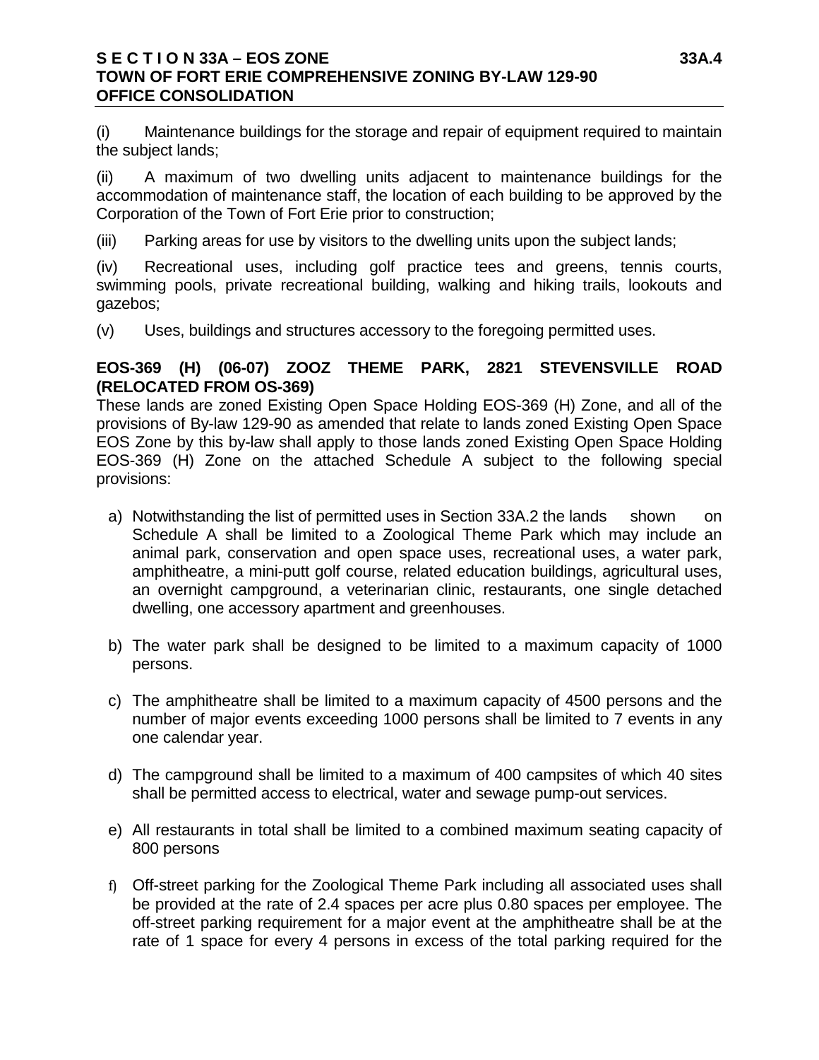(i) Maintenance buildings for the storage and repair of equipment required to maintain the subject lands;

(ii) A maximum of two dwelling units adjacent to maintenance buildings for the accommodation of maintenance staff, the location of each building to be approved by the Corporation of the Town of Fort Erie prior to construction;

(iii) Parking areas for use by visitors to the dwelling units upon the subject lands;

(iv) Recreational uses, including golf practice tees and greens, tennis courts, swimming pools, private recreational building, walking and hiking trails, lookouts and gazebos;

(v) Uses, buildings and structures accessory to the foregoing permitted uses.

**EOS-369 (H) (06-07) ZOOZ THEME PARK, 2821 STEVENSVILLE ROAD (RELOCATED FROM OS-369)**

These lands are zoned Existing Open Space Holding EOS-369 (H) Zone, and all of the provisions of By-law 129-90 as amended that relate to lands zoned Existing Open Space EOS Zone by this by-law shall apply to those lands zoned Existing Open Space Holding EOS-369 (H) Zone on the attached Schedule A subject to the following special provisions:

a) Notwithstanding the list of permitted uses in Section 33A.2 the lands shown on Schedule A shall be limited to a Zoological Theme Park which may include an animal park, conservation and open space uses, recreational uses, a water park, amphitheatre, a mini-putt golf course, related education buildings, agricultural uses, an overnight campground, a veterinarian clinic, restaurants, one single detached dwelling, one accessory apartment and greenhouses.

b) The water park shall be designed to be limited to a maximum capacity of 1000 persons.

c) The amphitheatre shall be limited to a maximum capacity of 4500 persons and the number of major events exceeding 1000 persons shall be limited to 7 events in any one calendar year.

d) The campground shall be limited to a maximum of 400 campsites of which 40 sites shall be permitted access to electrical, water and sewage pump-out services.

e) All restaurants in total shall be limited to a combined maximum seating capacity of 800 persons

f) Off-street parking for the Zoological Theme Park including all associated uses shall be provided at the rate of 2.4 spaces per acre plus 0.80 spaces per employee. The off-street parking requirement for a major event at the amphitheatre shall be at the rate of 1 space for every 4 persons in excess of the total parking required for the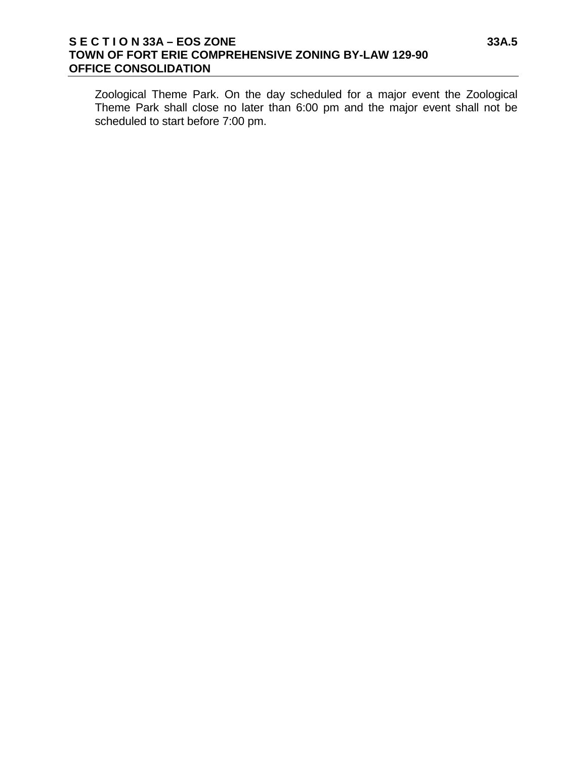Zoological Theme Park. On the day scheduled for a major event the Zoological Theme Park shall close no later than 6:00 pm and the major event shall not be scheduled to start before 7:00 pm.